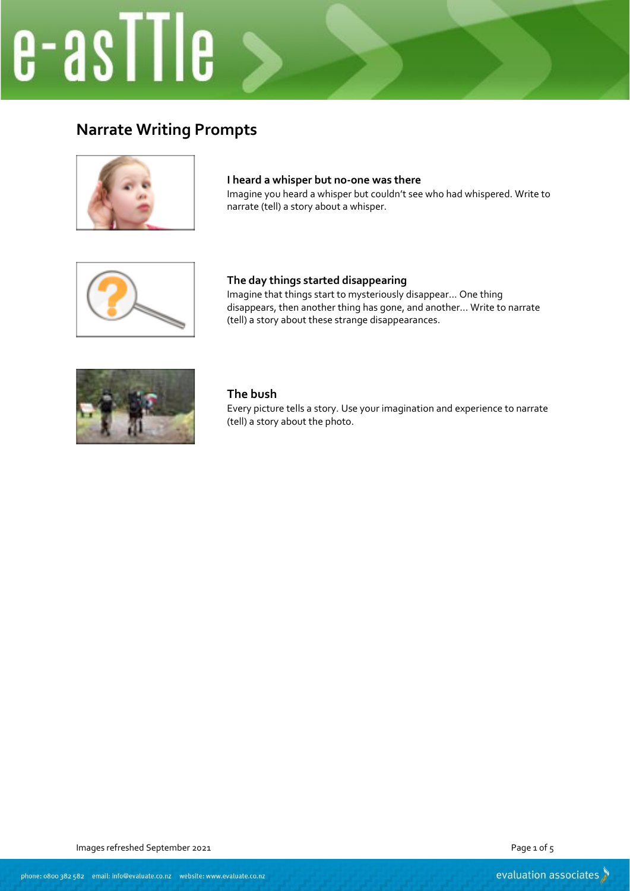# Narrate Writing Prompts

**I heard a whisper but no-one was there**

Imagine you heard a whisper but couldn't see who had whispered. Write to narrate (tell) a story about a whisper.

**The day things started disappearing**

Imagine that things start to mysteriously disappear… One thing disappears, then another thing has gone, and another… Write to narrate (tell) a story about these strange disappearances.

**The bush**

Every picture tells a story. Use your imagination and experience to narrate (tell) a story about the photo.

Images refreshed September 2021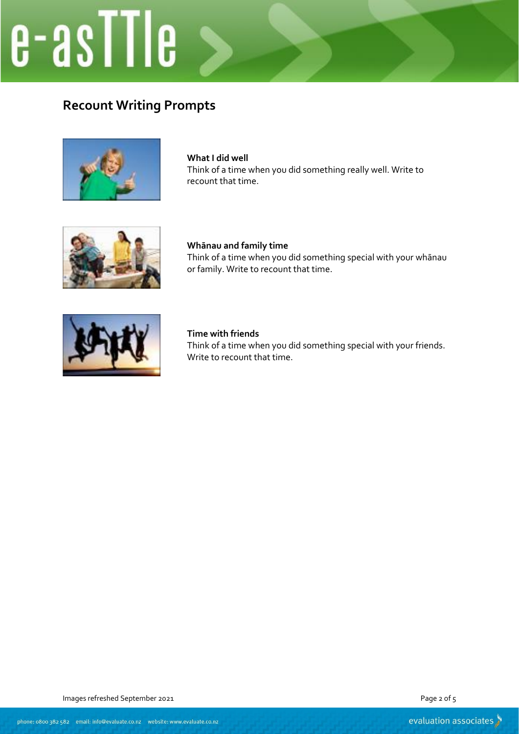# Recount Writing Prompts

**What I did well**
Think of a time when you did something really well. Write to recount that time.

**Whānau and family time**
Think of a time when you did something special with your whānau or family. Write to recount that time.

**Time with friends**
Think of a time when you did something special with your friends. Write to recount that time.

Images refreshed September 2021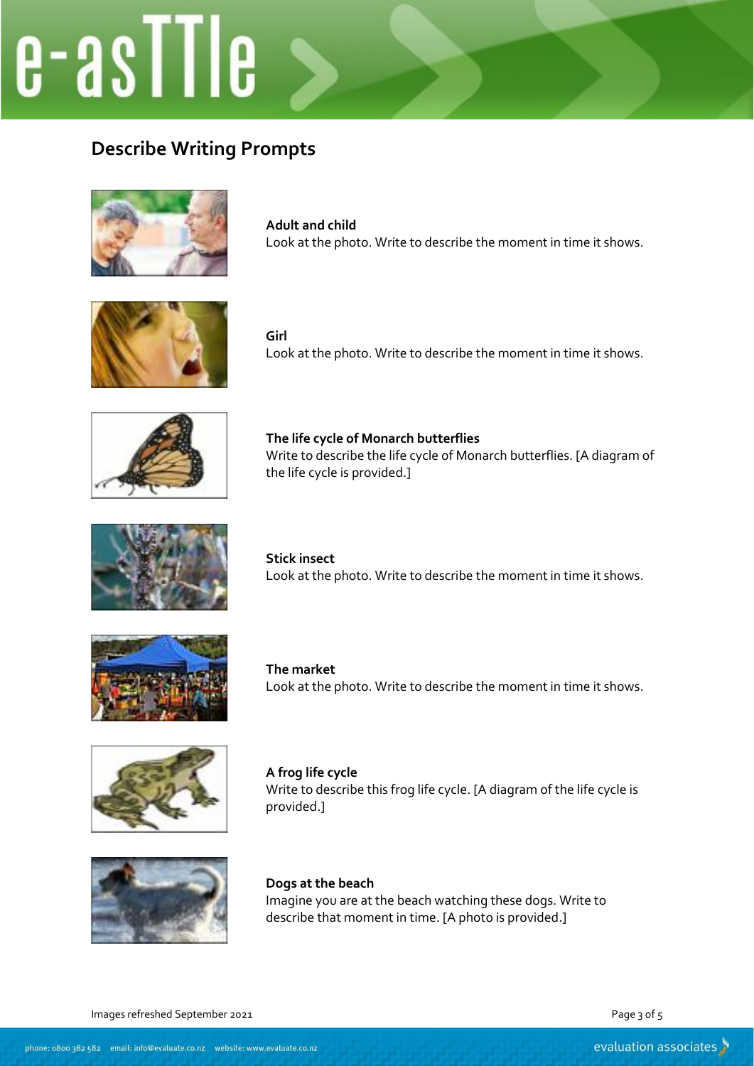## Describe Writing Prompts

**Adult and child**
Look at the photo. Write to describe the moment in time it shows.

**Girl**
Look at the photo. Write to describe the moment in time it shows.

**The life cycle of Monarch butterflies**
Write to describe the life cycle of Monarch butterflies. [A diagram of the life cycle is provided.]

**Stick insect**
Look at the photo. Write to describe the moment in time it shows.

**The market**
Look at the photo. Write to describe the moment in time it shows.

**A frog life cycle**
Write to describe this frog life cycle. [A diagram of the life cycle is provided.]

**Dogs at the beach**
Imagine you are at the beach watching these dogs. Write to describe that moment in time. [A photo is provided.]

Images refreshed September 2021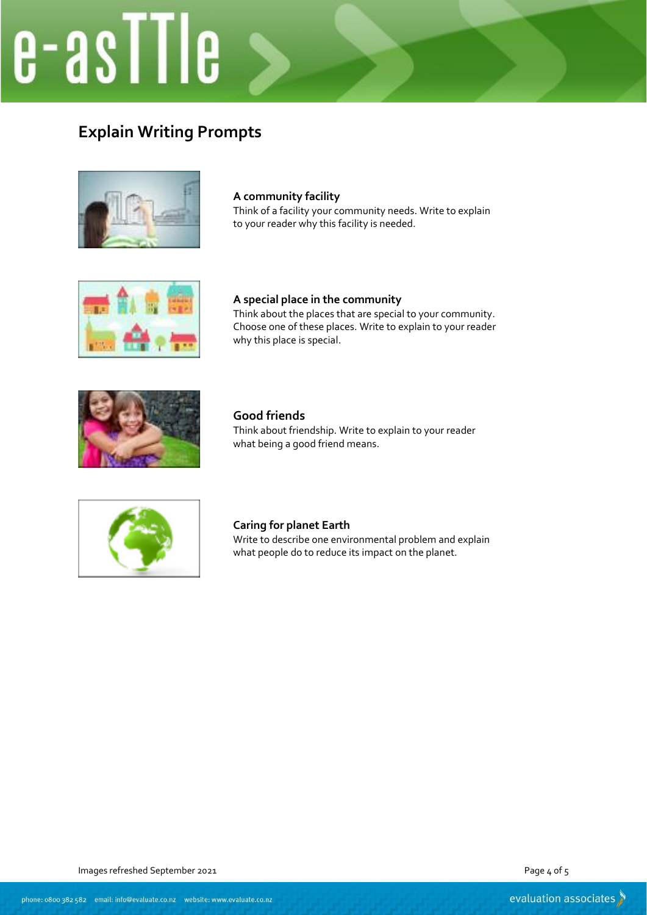# Explain Writing Prompts

### A community facility

Think of a facility your community needs. Write to explain to your reader why this facility is needed.

### A special place in the community

Think about the places that are special to your community. Choose one of these places. Write to explain to your reader why this place is special.

### Good friends

Think about friendship. Write to explain to your reader what being a good friend means.

### Caring for planet Earth

Write to describe one environmental problem and explain what people do to reduce its impact on the planet.

Images refreshed September 2021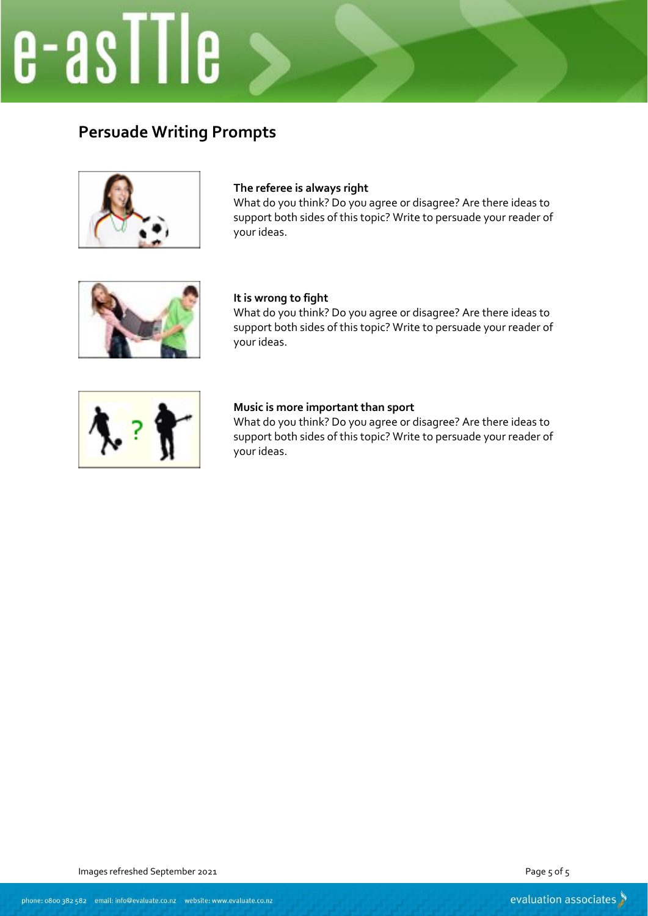## Persuade Writing Prompts

**The referee is always right**
What do you think? Do you agree or disagree? Are there ideas to support both sides of this topic? Write to persuade your reader of your ideas.

**It is wrong to fight**
What do you think? Do you agree or disagree? Are there ideas to support both sides of this topic? Write to persuade your reader of your ideas.

**Music is more important than sport**
What do you think? Do you agree or disagree? Are there ideas to support both sides of this topic? Write to persuade your reader of your ideas.

Images refreshed September 2021